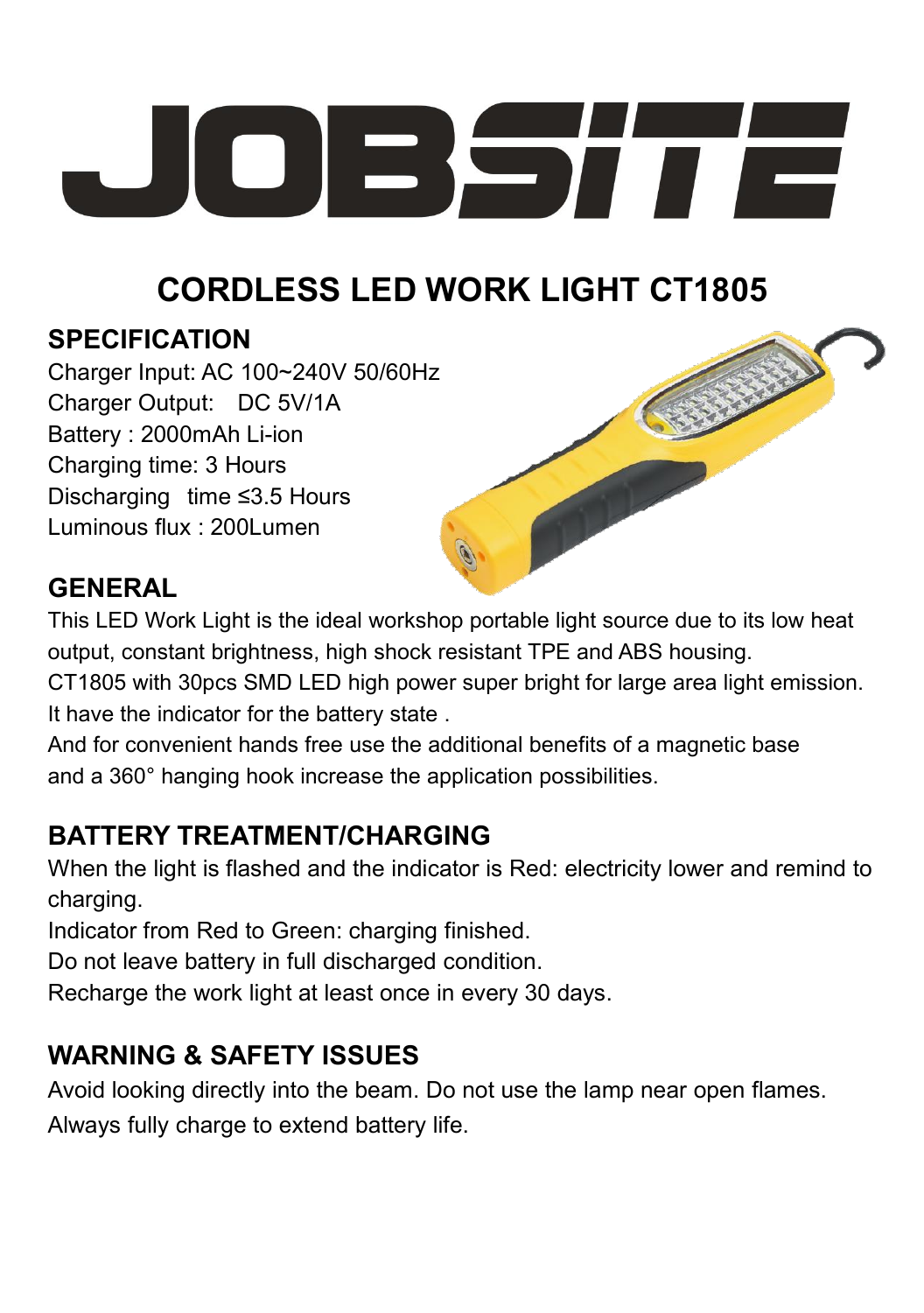# JOBSITE

## CORDLESS LED WORK LIGHT CT1805

### SPECIFICATION

Charger Input: AC 100~240V 50/60Hz
Charger Output: DC 5V/1A
Battery : 2000mAh Li-ion
Charging time: 3 Hours
Discharging time ≤3.5 Hours
Luminous flux : 200Lumen

### GENERAL

This LED Work Light is the ideal workshop portable light source due to its low heat output, constant brightness, high shock resistant TPE and ABS housing.
CT1805 with 30pcs SMD LED high power super bright for large area light emission.
It have the indicator for the battery state .
And for convenient hands free use the additional benefits of a magnetic base and a 360° hanging hook increase the application possibilities.

### BATTERY TREATMENT/CHARGING

When the light is flashed and the indicator is Red: electricity lower and remind to charging.
Indicator from Red to Green: charging finished.
Do not leave battery in full discharged condition.
Recharge the work light at least once in every 30 days.

### WARNING & SAFETY ISSUES

Avoid looking directly into the beam. Do not use the lamp near open flames.
Always fully charge to extend battery life.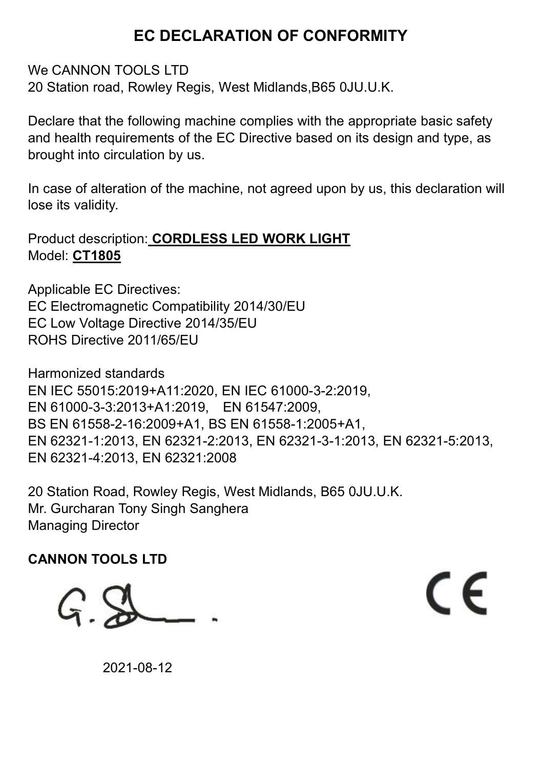# EC DECLARATION OF CONFORMITY

We CANNON TOOLS LTD
20 Station road, Rowley Regis, West Midlands,B65 0JU.U.K.

Declare that the following machine complies with the appropriate basic safety and health requirements of the EC Directive based on its design and type, as brought into circulation by us.

In case of alteration of the machine, not agreed upon by us, this declaration will lose its validity.

Product description: **CORDLESS LED WORK LIGHT**
Model: **CT1805**

Applicable EC Directives:
EC Electromagnetic Compatibility 2014/30/EU
EC Low Voltage Directive 2014/35/EU
ROHS Directive 2011/65/EU

Harmonized standards
EN IEC 55015:2019+A11:2020, EN IEC 61000-3-2:2019,
EN 61000-3-3:2013+A1:2019, EN 61547:2009,
BS EN 61558-2-16:2009+A1, BS EN 61558-1:2005+A1,
EN 62321-1:2013, EN 62321-2:2013, EN 62321-3-1:2013, EN 62321-5:2013,
EN 62321-4:2013, EN 62321:2008

20 Station Road, Rowley Regis, West Midlands, B65 0JU.U.K.
Mr. Gurcharan Tony Singh Sanghera
Managing Director

**CANNON TOOLS LTD**

G. S.

CE

2021-08-12